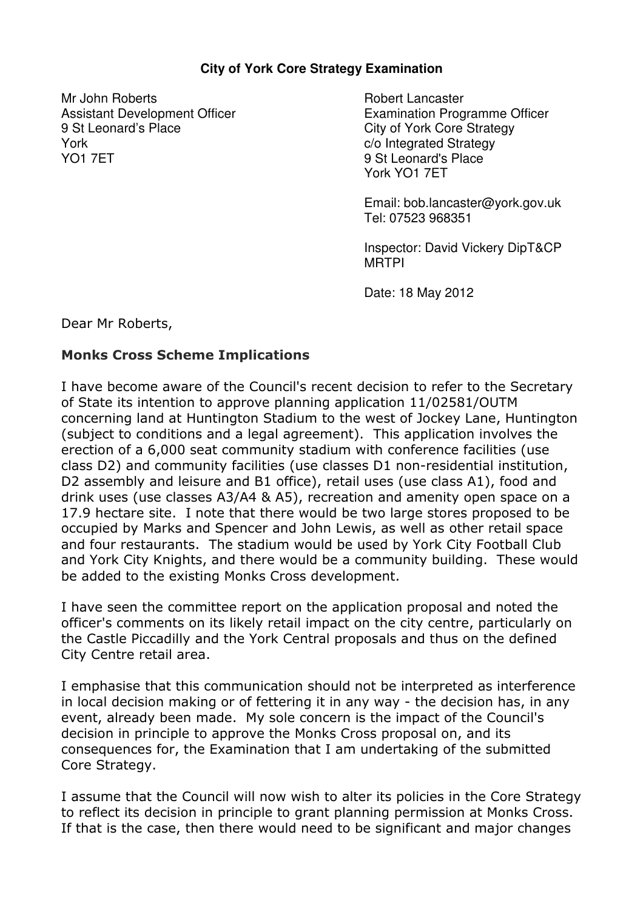**City of York Core Strategy Examination**

Mr John Roberts
Assistant Development Officer
9 St Leonard's Place
York
YO1 7ET

Robert Lancaster
Examination Programme Officer
City of York Core Strategy
c/o Integrated Strategy
9 St Leonard's Place
York YO1 7ET

Email: bob.lancaster@york.gov.uk
Tel: 07523 968351

Inspector: David Vickery DipT&CP MRTPI

Date: 18 May 2012

Dear Mr Roberts,

**Monks Cross Scheme Implications**

I have become aware of the Council's recent decision to refer to the Secretary of State its intention to approve planning application 11/02581/OUTM concerning land at Huntington Stadium to the west of Jockey Lane, Huntington (subject to conditions and a legal agreement). This application involves the erection of a 6,000 seat community stadium with conference facilities (use class D2) and community facilities (use classes D1 non-residential institution, D2 assembly and leisure and B1 office), retail uses (use class A1), food and drink uses (use classes A3/A4 & A5), recreation and amenity open space on a 17.9 hectare site. I note that there would be two large stores proposed to be occupied by Marks and Spencer and John Lewis, as well as other retail space and four restaurants. The stadium would be used by York City Football Club and York City Knights, and there would be a community building. These would be added to the existing Monks Cross development.

I have seen the committee report on the application proposal and noted the officer's comments on its likely retail impact on the city centre, particularly on the Castle Piccadilly and the York Central proposals and thus on the defined City Centre retail area.

I emphasise that this communication should not be interpreted as interference in local decision making or of fettering it in any way - the decision has, in any event, already been made. My sole concern is the impact of the Council's decision in principle to approve the Monks Cross proposal on, and its consequences for, the Examination that I am undertaking of the submitted Core Strategy.

I assume that the Council will now wish to alter its policies in the Core Strategy to reflect its decision in principle to grant planning permission at Monks Cross. If that is the case, then there would need to be significant and major changes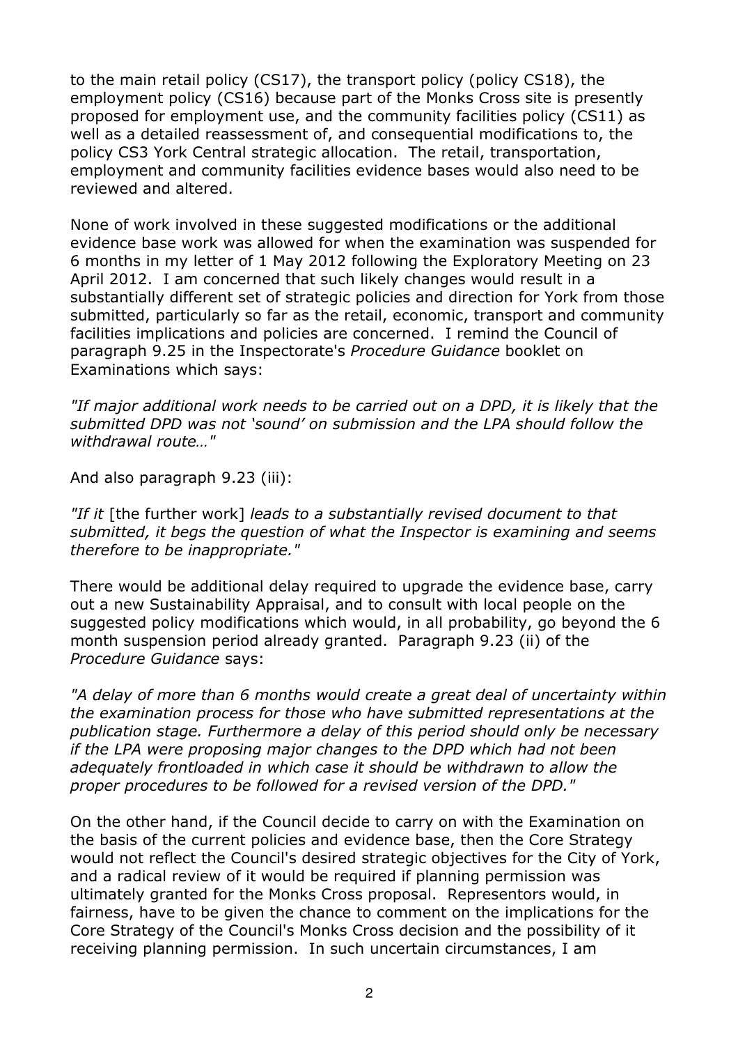to the main retail policy (CS17), the transport policy (policy CS18), the employment policy (CS16) because part of the Monks Cross site is presently proposed for employment use, and the community facilities policy (CS11) as well as a detailed reassessment of, and consequential modifications to, the policy CS3 York Central strategic allocation. The retail, transportation, employment and community facilities evidence bases would also need to be reviewed and altered.

None of work involved in these suggested modifications or the additional evidence base work was allowed for when the examination was suspended for 6 months in my letter of 1 May 2012 following the Exploratory Meeting on 23 April 2012. I am concerned that such likely changes would result in a substantially different set of strategic policies and direction for York from those submitted, particularly so far as the retail, economic, transport and community facilities implications and policies are concerned. I remind the Council of paragraph 9.25 in the Inspectorate's *Procedure Guidance* booklet on Examinations which says:

*"If major additional work needs to be carried out on a DPD, it is likely that the submitted DPD was not 'sound' on submission and the LPA should follow the withdrawal route…"*

And also paragraph 9.23 (iii):

*"If it* [the further work] *leads to a substantially revised document to that submitted, it begs the question of what the Inspector is examining and seems therefore to be inappropriate."*

There would be additional delay required to upgrade the evidence base, carry out a new Sustainability Appraisal, and to consult with local people on the suggested policy modifications which would, in all probability, go beyond the 6 month suspension period already granted. Paragraph 9.23 (ii) of the *Procedure Guidance* says:

*"A delay of more than 6 months would create a great deal of uncertainty within the examination process for those who have submitted representations at the publication stage. Furthermore a delay of this period should only be necessary if the LPA were proposing major changes to the DPD which had not been adequately frontloaded in which case it should be withdrawn to allow the proper procedures to be followed for a revised version of the DPD."*

On the other hand, if the Council decide to carry on with the Examination on the basis of the current policies and evidence base, then the Core Strategy would not reflect the Council's desired strategic objectives for the City of York, and a radical review of it would be required if planning permission was ultimately granted for the Monks Cross proposal. Representors would, in fairness, have to be given the chance to comment on the implications for the Core Strategy of the Council's Monks Cross decision and the possibility of it receiving planning permission. In such uncertain circumstances, I am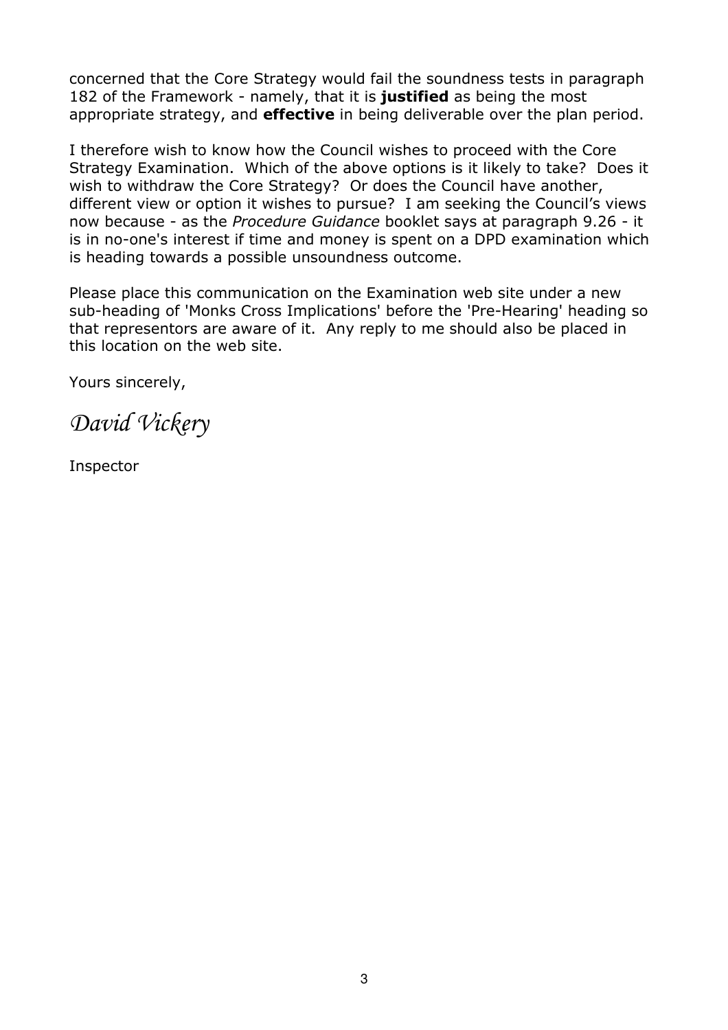concerned that the Core Strategy would fail the soundness tests in paragraph 182 of the Framework - namely, that it is **justified** as being the most appropriate strategy, and **effective** in being deliverable over the plan period.

I therefore wish to know how the Council wishes to proceed with the Core Strategy Examination. Which of the above options is it likely to take? Does it wish to withdraw the Core Strategy? Or does the Council have another, different view or option it wishes to pursue? I am seeking the Council's views now because - as the *Procedure Guidance* booklet says at paragraph 9.26 - it is in no-one's interest if time and money is spent on a DPD examination which is heading towards a possible unsoundness outcome.

Please place this communication on the Examination web site under a new sub-heading of 'Monks Cross Implications' before the 'Pre-Hearing' heading so that representors are aware of it. Any reply to me should also be placed in this location on the web site.

Yours sincerely,

*David Vickery*

Inspector